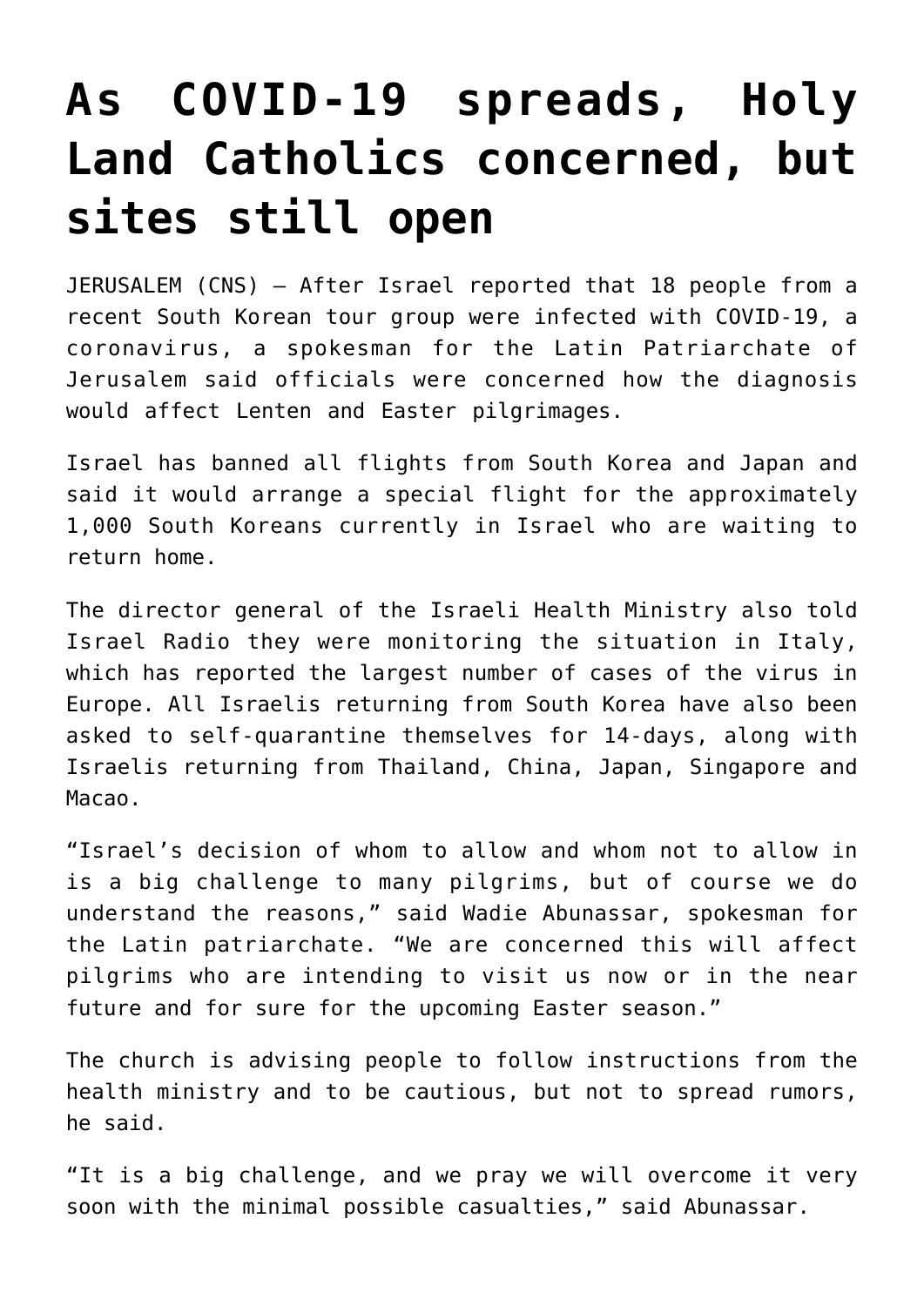# As COVID-19 spreads, Holy Land Catholics concerned, but sites still open

JERUSALEM (CNS) — After Israel reported that 18 people from a recent South Korean tour group were infected with COVID-19, a coronavirus, a spokesman for the Latin Patriarchate of Jerusalem said officials were concerned how the diagnosis would affect Lenten and Easter pilgrimages.

Israel has banned all flights from South Korea and Japan and said it would arrange a special flight for the approximately 1,000 South Koreans currently in Israel who are waiting to return home.

The director general of the Israeli Health Ministry also told Israel Radio they were monitoring the situation in Italy, which has reported the largest number of cases of the virus in Europe. All Israelis returning from South Korea have also been asked to self-quarantine themselves for 14-days, along with Israelis returning from Thailand, China, Japan, Singapore and Macao.

"Israel's decision of whom to allow and whom not to allow in is a big challenge to many pilgrims, but of course we do understand the reasons," said Wadie Abunassar, spokesman for the Latin patriarchate. "We are concerned this will affect pilgrims who are intending to visit us now or in the near future and for sure for the upcoming Easter season."

The church is advising people to follow instructions from the health ministry and to be cautious, but not to spread rumors, he said.

"It is a big challenge, and we pray we will overcome it very soon with the minimal possible casualties," said Abunassar.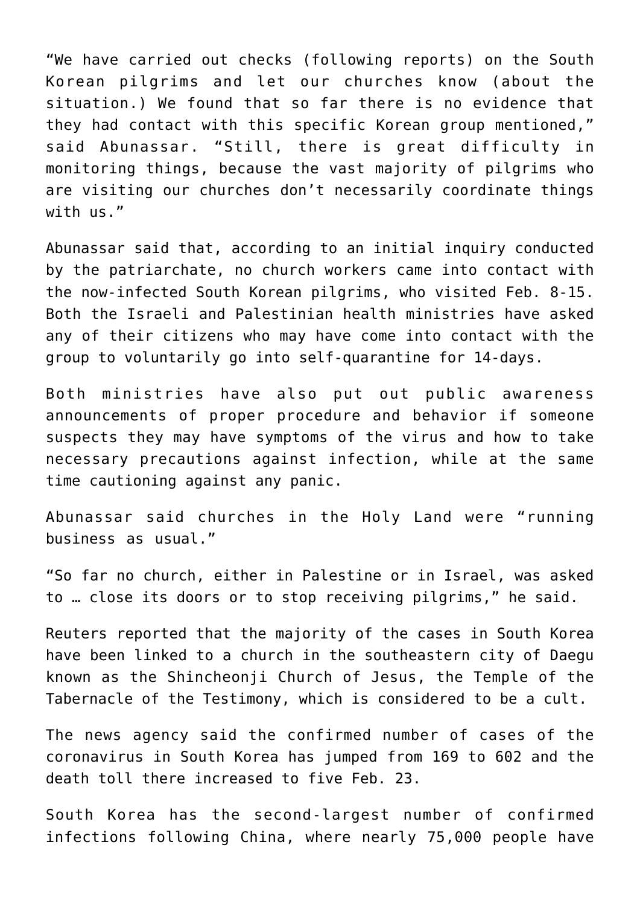"We have carried out checks (following reports) on the South Korean pilgrims and let our churches know (about the situation.) We found that so far there is no evidence that they had contact with this specific Korean group mentioned," said Abunassar. "Still, there is great difficulty in monitoring things, because the vast majority of pilgrims who are visiting our churches don't necessarily coordinate things with us."

Abunassar said that, according to an initial inquiry conducted by the patriarchate, no church workers came into contact with the now-infected South Korean pilgrims, who visited Feb. 8-15. Both the Israeli and Palestinian health ministries have asked any of their citizens who may have come into contact with the group to voluntarily go into self-quarantine for 14-days.

Both ministries have also put out public awareness announcements of proper procedure and behavior if someone suspects they may have symptoms of the virus and how to take necessary precautions against infection, while at the same time cautioning against any panic.

Abunassar said churches in the Holy Land were "running business as usual."

"So far no church, either in Palestine or in Israel, was asked to … close its doors or to stop receiving pilgrims," he said.

Reuters reported that the majority of the cases in South Korea have been linked to a church in the southeastern city of Daegu known as the Shincheonji Church of Jesus, the Temple of the Tabernacle of the Testimony, which is considered to be a cult.

The news agency said the confirmed number of cases of the coronavirus in South Korea has jumped from 169 to 602 and the death toll there increased to five Feb. 23.

South Korea has the second-largest number of confirmed infections following China, where nearly 75,000 people have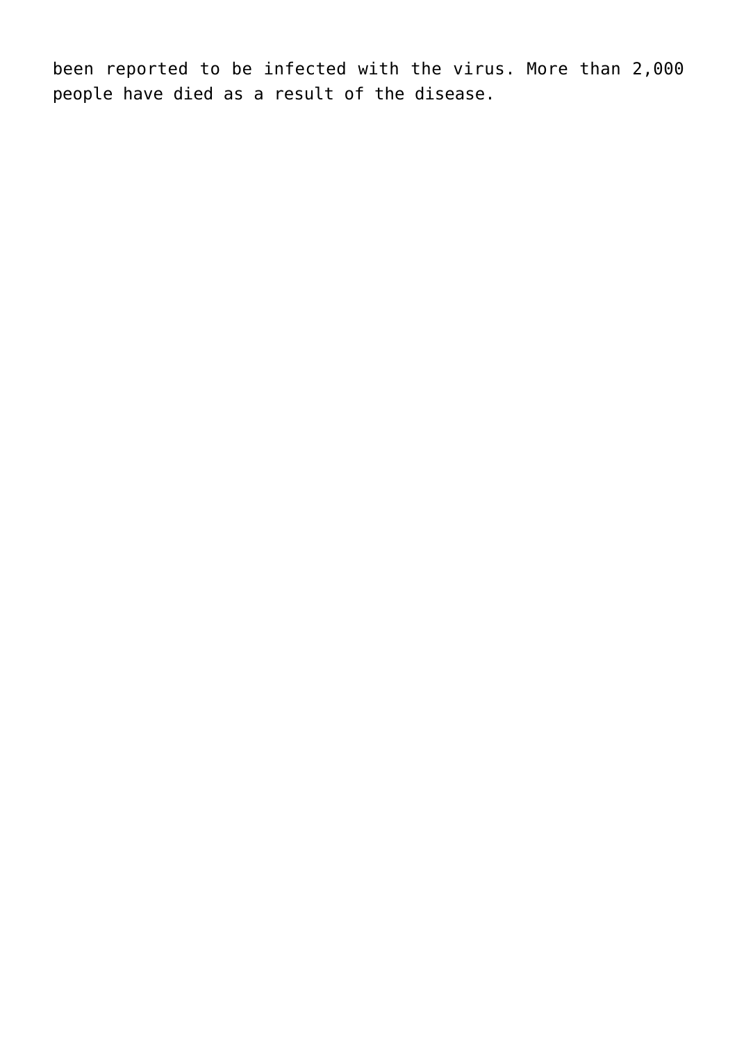been reported to be infected with the virus. More than 2,000 people have died as a result of the disease.